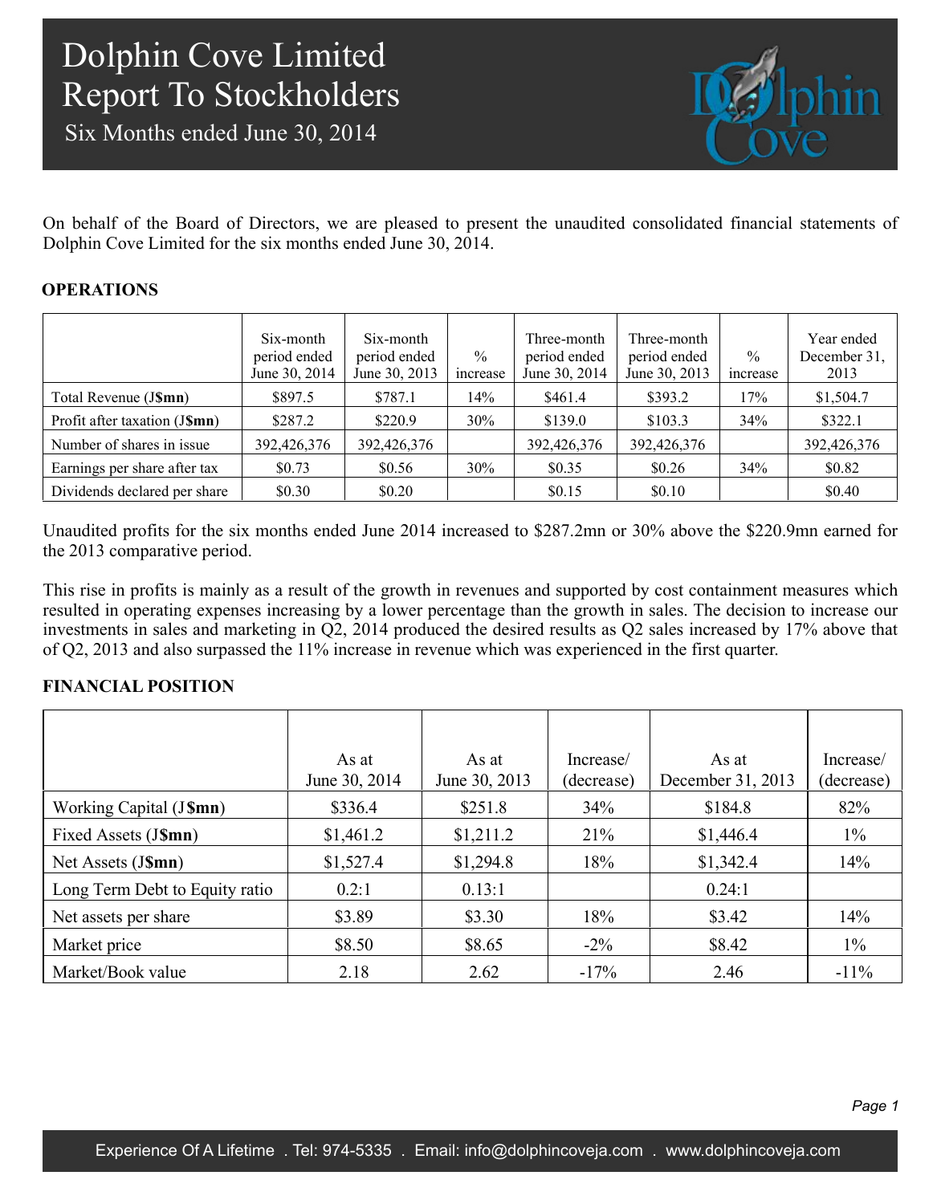# Dolphin Cove Limited
# Report To Stockholders
## Six Months ended June 30, 2014

On behalf of the Board of Directors, we are pleased to present the unaudited consolidated financial statements of Dolphin Cove Limited for the six months ended June 30, 2014.

### OPERATIONS

| | Six-month period ended June 30, 2014 | Six-month period ended June 30, 2013 | % increase | Three-month period ended June 30, 2014 | Three-month period ended June 30, 2013 | % increase | Year ended December 31, 2013 |
|---|---|---|---|---|---|---|---|
| Total Revenue (J**$mn**) | $897.5 | $787.1 | 14% | $461.4 | $393.2 | 17% | $1,504.7 |
| Profit after taxation (J**$mn**) | $287.2 | $220.9 | 30% | $139.0 | $103.3 | 34% | $322.1 |
| Number of shares in issue | 392,426,376 | 392,426,376 | | 392,426,376 | 392,426,376 | | 392,426,376 |
| Earnings per share after tax | $0.73 | $0.56 | 30% | $0.35 | $0.26 | 34% | $0.82 |
| Dividends declared per share | $0.30 | $0.20 | | $0.15 | $0.10 | | $0.40 |

Unaudited profits for the six months ended June 2014 increased to $287.2mn or 30% above the $220.9mn earned for the 2013 comparative period.

This rise in profits is mainly as a result of the growth in revenues and supported by cost containment measures which resulted in operating expenses increasing by a lower percentage than the growth in sales. The decision to increase our investments in sales and marketing in Q2, 2014 produced the desired results as Q2 sales increased by 17% above that of Q2, 2013 and also surpassed the 11% increase in revenue which was experienced in the first quarter.

### FINANCIAL POSITION

| | As at June 30, 2014 | As at June 30, 2013 | Increase/ (decrease) | As at December 31, 2013 | Increase/ (decrease) |
|---|---|---|---|---|---|
| Working Capital (J**$mn**) | $336.4 | $251.8 | 34% | $184.8 | 82% |
| Fixed Assets (J**$mn**) | $1,461.2 | $1,211.2 | 21% | $1,446.4 | 1% |
| Net Assets (J**$mn**) | $1,527.4 | $1,294.8 | 18% | $1,342.4 | 14% |
| Long Term Debt to Equity ratio | 0.2:1 | 0.13:1 | | 0.24:1 | |
| Net assets per share | $3.89 | $3.30 | 18% | $3.42 | 14% |
| Market price | $8.50 | $8.65 | -2% | $8.42 | 1% |
| Market/Book value | 2.18 | 2.62 | -17% | 2.46 | -11% |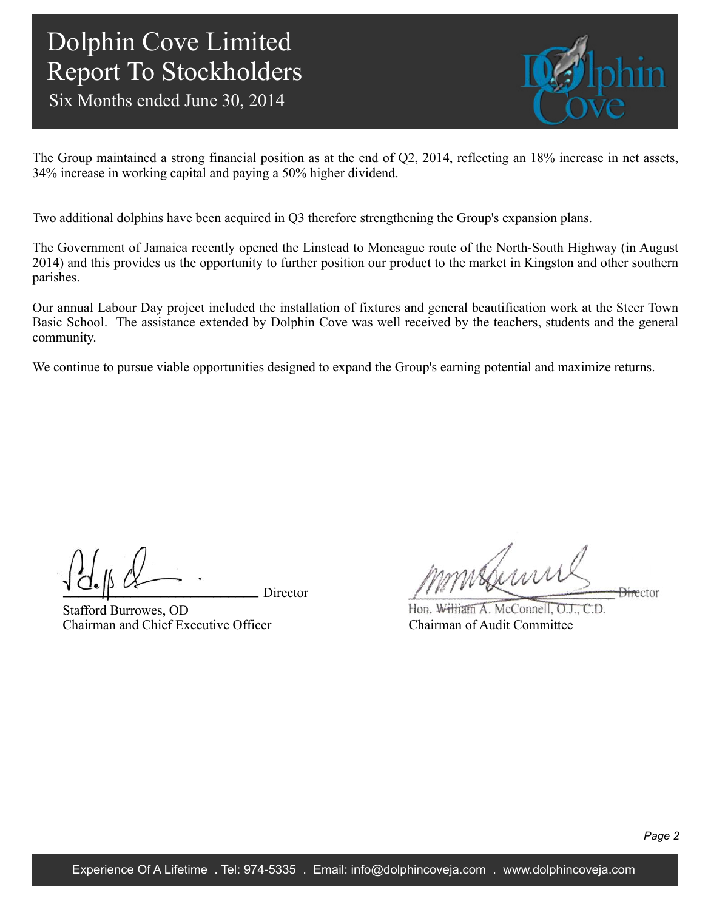# Dolphin Cove Limited
# Report To Stockholders
## Six Months ended June 30, 2014

The Group maintained a strong financial position as at the end of Q2, 2014, reflecting an 18% increase in net assets, 34% increase in working capital and paying a 50% higher dividend.

Two additional dolphins have been acquired in Q3 therefore strengthening the Group's expansion plans.

The Government of Jamaica recently opened the Linstead to Moneague route of the North-South Highway (in August 2014) and this provides us the opportunity to further position our product to the market in Kingston and other southern parishes.

Our annual Labour Day project included the installation of fixtures and general beautification work at the Steer Town Basic School. The assistance extended by Dolphin Cove was well received by the teachers, students and the general community.

We continue to pursue viable opportunities designed to expand the Group's earning potential and maximize returns.

_____________________________ Director
Stafford Burrowes, OD
Chairman and Chief Executive Officer

_____________________________ Director
Hon. William A. McConnell, O.J., C.D.
Chairman of Audit Committee

Experience Of A Lifetime . Tel: 974-5335 . Email: info@dolphincoveja.com . www.dolphincoveja.com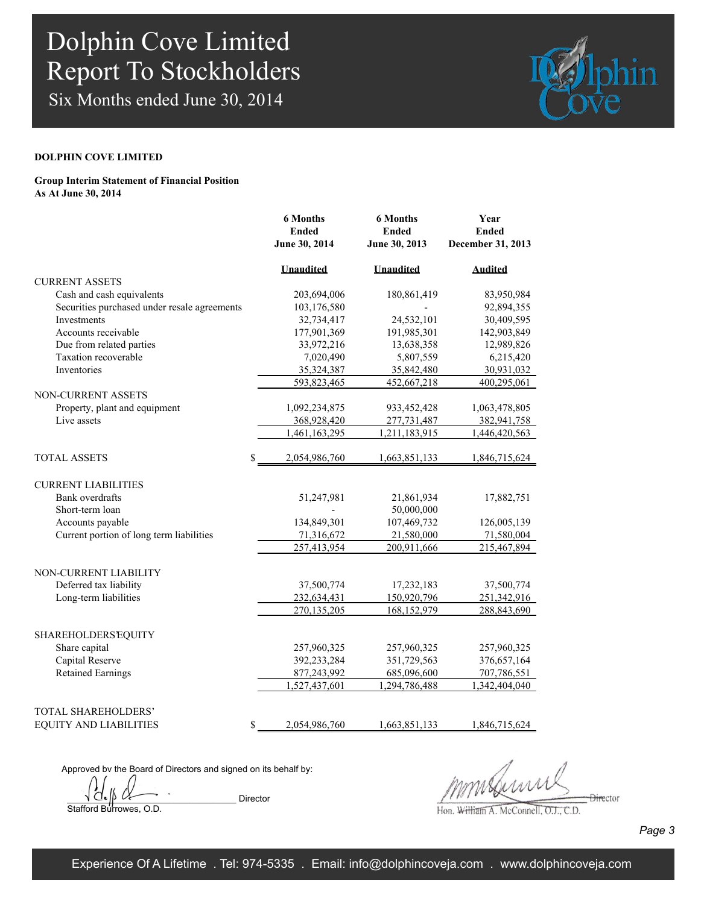# Dolphin Cove Limited
# Report To Stockholders
Six Months ended June 30, 2014

**DOLPHIN COVE LIMITED**

**Group Interim Statement of Financial Position**
**As At June 30, 2014**

| | 6 Months Ended June 30, 2014 | 6 Months Ended June 30, 2013 | Year Ended December 31, 2013 |
|---|---|---|---|
| | **Unaudited** | **Unaudited** | **Audited** |
| CURRENT ASSETS | | | |
| Cash and cash equivalents | 203,694,006 | 180,861,419 | 83,950,984 |
| Securities purchased under resale agreements | 103,176,580 | - | 92,894,355 |
| Investments | 32,734,417 | 24,532,101 | 30,409,595 |
| Accounts receivable | 177,901,369 | 191,985,301 | 142,903,849 |
| Due from related parties | 33,972,216 | 13,638,358 | 12,989,826 |
| Taxation recoverable | 7,020,490 | 5,807,559 | 6,215,420 |
| Inventories | 35,324,387 | 35,842,480 | 30,931,032 |
| | 593,823,465 | 452,667,218 | 400,295,061 |
| NON-CURRENT ASSETS | | | |
| Property, plant and equipment | 1,092,234,875 | 933,452,428 | 1,063,478,805 |
| Live assets | 368,928,420 | 277,731,487 | 382,941,758 |
| | 1,461,163,295 | 1,211,183,915 | 1,446,420,563 |
| TOTAL ASSETS | $ 2,054,986,760 | 1,663,851,133 | 1,846,715,624 |
| CURRENT LIABILITIES | | | |
| Bank overdrafts | 51,247,981 | 21,861,934 | 17,882,751 |
| Short-term loan | - | 50,000,000 | |
| Accounts payable | 134,849,301 | 107,469,732 | 126,005,139 |
| Current portion of long term liabilities | 71,316,672 | 21,580,000 | 71,580,004 |
| | 257,413,954 | 200,911,666 | 215,467,894 |
| NON-CURRENT LIABILITY | | | |
| Deferred tax liability | 37,500,774 | 17,232,183 | 37,500,774 |
| Long-term liabilities | 232,634,431 | 150,920,796 | 251,342,916 |
| | 270,135,205 | 168,152,979 | 288,843,690 |
| SHAREHOLDERS'EQUITY | | | |
| Share capital | 257,960,325 | 257,960,325 | 257,960,325 |
| Capital Reserve | 392,233,284 | 351,729,563 | 376,657,164 |
| Retained Earnings | 877,243,992 | 685,096,600 | 707,786,551 |
| | 1,527,437,601 | 1,294,786,488 | 1,342,404,040 |
| TOTAL SHAREHOLDERS' EQUITY AND LIABILITIES | $ 2,054,986,760 | 1,663,851,133 | 1,846,715,624 |

Approved by the Board of Directors and signed on its behalf by:

Stafford Burrowes, O.D. — Director

Hon. William A. McConnell, O.J., C.D. — Director

Experience Of A Lifetime . Tel: 974-5335 . Email: info@dolphincoveja.com . www.dolphincoveja.com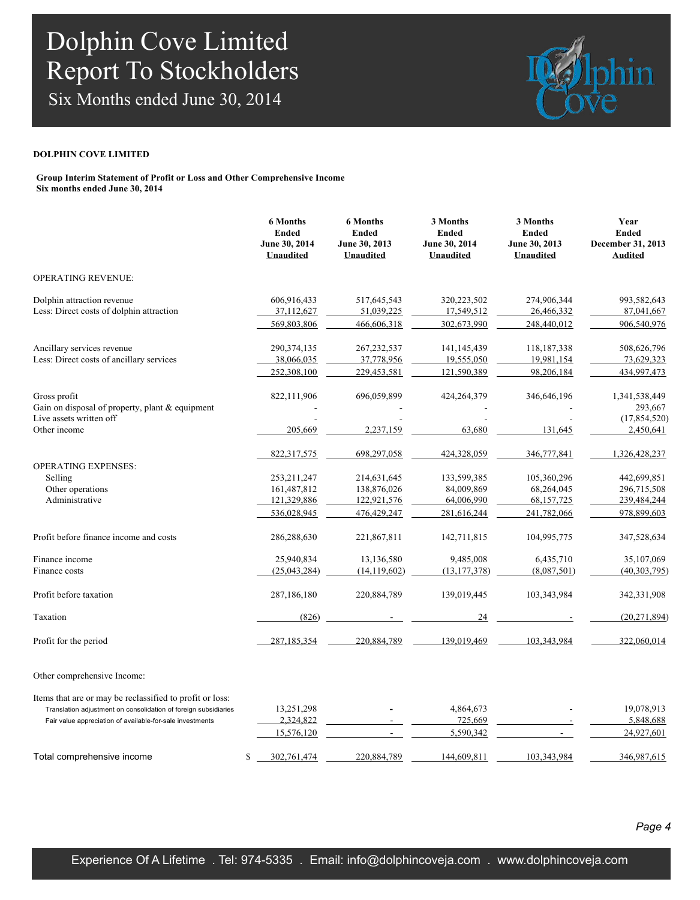# Dolphin Cove Limited
# Report To Stockholders
## Six Months ended June 30, 2014

**DOLPHIN COVE LIMITED**

**Group Interim Statement of Profit or Loss and Other Comprehensive Income**
**Six months ended June 30, 2014**

| | 6 Months Ended June 30, 2014 Unaudited | 6 Months Ended June 30, 2013 Unaudited | 3 Months Ended June 30, 2014 Unaudited | 3 Months Ended June 30, 2013 Unaudited | Year Ended December 31, 2013 Audited |
|---|---|---|---|---|---|
| OPERATING REVENUE: | | | | | |
| Dolphin attraction revenue | 606,916,433 | 517,645,543 | 320,223,502 | 274,906,344 | 993,582,643 |
| Less: Direct costs of dolphin attraction | 37,112,627 | 51,039,225 | 17,549,512 | 26,466,332 | 87,041,667 |
| | 569,803,806 | 466,606,318 | 302,673,990 | 248,440,012 | 906,540,976 |
| Ancillary services revenue | 290,374,135 | 267,232,537 | 141,145,439 | 118,187,338 | 508,626,796 |
| Less: Direct costs of ancillary services | 38,066,035 | 37,778,956 | 19,555,050 | 19,981,154 | 73,629,323 |
| | 252,308,100 | 229,453,581 | 121,590,389 | 98,206,184 | 434,997,473 |
| Gross profit | 822,111,906 | 696,059,899 | 424,264,379 | 346,646,196 | 1,341,538,449 |
| Gain on disposal of property, plant & equipment | - | - | - | - | 293,667 |
| Live assets written off | - | - | - | - | (17,854,520) |
| Other income | 205,669 | 2,237,159 | 63,680 | 131,645 | 2,450,641 |
| | 822,317,575 | 698,297,058 | 424,328,059 | 346,777,841 | 1,326,428,237 |
| OPERATING EXPENSES: | | | | | |
| Selling | 253,211,247 | 214,631,645 | 133,599,385 | 105,360,296 | 442,699,851 |
| Other operations | 161,487,812 | 138,876,026 | 84,009,869 | 68,264,045 | 296,715,508 |
| Administrative | 121,329,886 | 122,921,576 | 64,006,990 | 68,157,725 | 239,484,244 |
| | 536,028,945 | 476,429,247 | 281,616,244 | 241,782,066 | 978,899,603 |
| Profit before finance income and costs | 286,288,630 | 221,867,811 | 142,711,815 | 104,995,775 | 347,528,634 |
| Finance income | 25,940,834 | 13,136,580 | 9,485,008 | 6,435,710 | 35,107,069 |
| Finance costs | (25,043,284) | (14,119,602) | (13,177,378) | (8,087,501) | (40,303,795) |
| Profit before taxation | 287,186,180 | 220,884,789 | 139,019,445 | 103,343,984 | 342,331,908 |
| Taxation | (826) | - | 24 | - | (20,271,894) |
| Profit for the period | 287,185,354 | 220,884,789 | 139,019,469 | 103,343,984 | 322,060,014 |
| Other comprehensive Income: | | | | | |
| Items that are or may be reclassified to profit or loss: | | | | | |
| Translation adjustment on consolidation of foreign subsidiaries | 13,251,298 | - | 4,864,673 | - | 19,078,913 |
| Fair value appreciation of available-for-sale investments | 2,324,822 | - | 725,669 | - | 5,848,688 |
| | 15,576,120 | - | 5,590,342 | - | 24,927,601 |
| Total comprehensive income | $ 302,761,474 | 220,884,789 | 144,609,811 | 103,343,984 | 346,987,615 |

Experience Of A Lifetime . Tel: 974-5335 . Email: info@dolphincoveja.com . www.dolphincoveja.com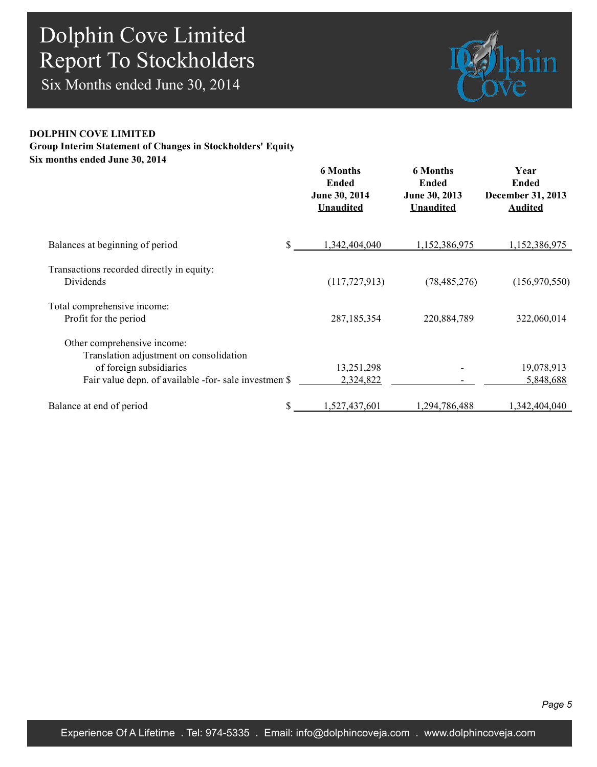# Dolphin Cove Limited
## Report To Stockholders
### Six Months ended June 30, 2014

**DOLPHIN COVE LIMITED**
**Group Interim Statement of Changes in Stockholders' Equity**
**Six months ended June 30, 2014**

| | | 6 Months Ended June 30, 2014 Unaudited | 6 Months Ended June 30, 2013 Unaudited | Year Ended December 31, 2013 Audited |
|---|---|---|---|---|
| Balances at beginning of period | $ | 1,342,404,040 | 1,152,386,975 | 1,152,386,975 |
| Transactions recorded directly in equity: | | | | |
| Dividends | | (117,727,913) | (78,485,276) | (156,970,550) |
| Total comprehensive income: | | | | |
| Profit for the period | | 287,185,354 | 220,884,789 | 322,060,014 |
| Other comprehensive income: | | | | |
| Translation adjustment on consolidation of foreign subsidiaries | | 13,251,298 | - | 19,078,913 |
| Fair value depn. of available -for- sale investmen | $ | 2,324,822 | - | 5,848,688 |
| Balance at end of period | $ | 1,527,437,601 | 1,294,786,488 | 1,342,404,040 |

Experience Of A Lifetime . Tel: 974-5335 . Email: info@dolphincoveja.com . www.dolphincoveja.com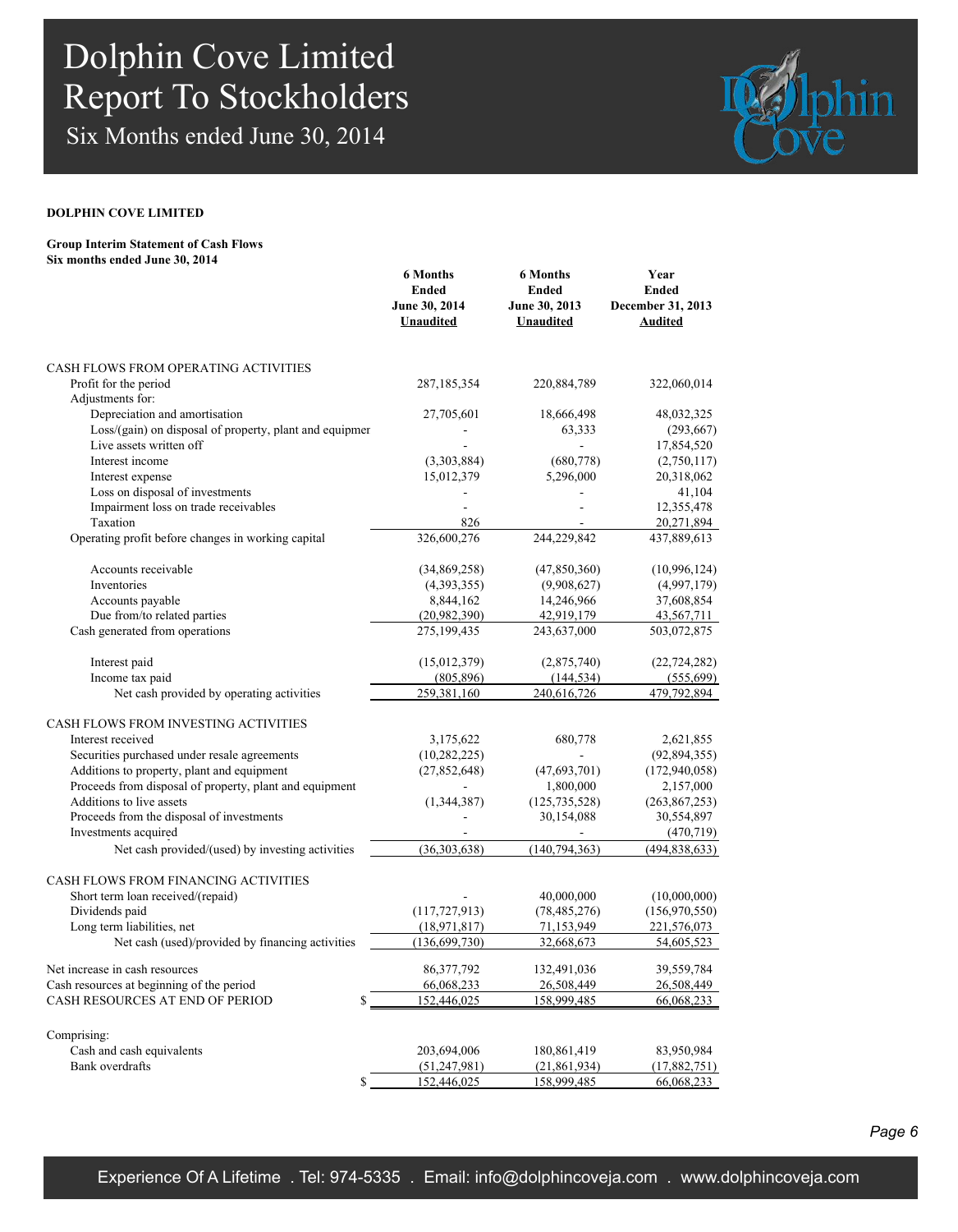# Dolphin Cove Limited
# Report To Stockholders
## Six Months ended June 30, 2014

**DOLPHIN COVE LIMITED**

**Group Interim Statement of Cash Flows**
**Six months ended June 30, 2014**

| | 6 Months Ended June 30, 2014 Unaudited | 6 Months Ended June 30, 2013 Unaudited | Year Ended December 31, 2013 Audited |
|---|---|---|---|
| CASH FLOWS FROM OPERATING ACTIVITIES | | | |
| Profit for the period | 287,185,354 | 220,884,789 | 322,060,014 |
| Adjustments for: | | | |
| Depreciation and amortisation | 27,705,601 | 18,666,498 | 48,032,325 |
| Loss/(gain) on disposal of property, plant and equipmer | - | 63,333 | (293,667) |
| Live assets written off | - | - | 17,854,520 |
| Interest income | (3,303,884) | (680,778) | (2,750,117) |
| Interest expense | 15,012,379 | 5,296,000 | 20,318,062 |
| Loss on disposal of investments | - | - | 41,104 |
| Impairment loss on trade receivables | - | - | 12,355,478 |
| Taxation | 826 | - | 20,271,894 |
| Operating profit before changes in working capital | 326,600,276 | 244,229,842 | 437,889,613 |
| Accounts receivable | (34,869,258) | (47,850,360) | (10,996,124) |
| Inventories | (4,393,355) | (9,908,627) | (4,997,179) |
| Accounts payable | 8,844,162 | 14,246,966 | 37,608,854 |
| Due from/to related parties | (20,982,390) | 42,919,179 | 43,567,711 |
| Cash generated from operations | 275,199,435 | 243,637,000 | 503,072,875 |
| Interest paid | (15,012,379) | (2,875,740) | (22,724,282) |
| Income tax paid | (805,896) | (144,534) | (555,699) |
| Net cash provided by operating activities | 259,381,160 | 240,616,726 | 479,792,894 |
| CASH FLOWS FROM INVESTING ACTIVITIES | | | |
| Interest received | 3,175,622 | 680,778 | 2,621,855 |
| Securities purchased under resale agreements | (10,282,225) | - | (92,894,355) |
| Additions to property, plant and equipment | (27,852,648) | (47,693,701) | (172,940,058) |
| Proceeds from disposal of property, plant and equipment | - | 1,800,000 | 2,157,000 |
| Additions to live assets | (1,344,387) | (125,735,528) | (263,867,253) |
| Proceeds from the disposal of investments | - | 30,154,088 | 30,554,897 |
| Investments acquired | - | - | (470,719) |
| Net cash provided/(used) by investing activities | (36,303,638) | (140,794,363) | (494,838,633) |
| CASH FLOWS FROM FINANCING ACTIVITIES | | | |
| Short term loan received/(repaid) | - | 40,000,000 | (10,000,000) |
| Dividends paid | (117,727,913) | (78,485,276) | (156,970,550) |
| Long term liabilities, net | (18,971,817) | 71,153,949 | 221,576,073 |
| Net cash (used)/provided by financing activities | (136,699,730) | 32,668,673 | 54,605,523 |
| Net increase in cash resources | 86,377,792 | 132,491,036 | 39,559,784 |
| Cash resources at beginning of the period | 66,068,233 | 26,508,449 | 26,508,449 |
| CASH RESOURCES AT END OF PERIOD | $ 152,446,025 | 158,999,485 | 66,068,233 |
| Comprising: | | | |
| Cash and cash equivalents | 203,694,006 | 180,861,419 | 83,950,984 |
| Bank overdrafts | (51,247,981) | (21,861,934) | (17,882,751) |
| | $ 152,446,025 | 158,999,485 | 66,068,233 |

Experience Of A Lifetime . Tel: 974-5335 . Email: info@dolphincoveja.com . www.dolphincoveja.com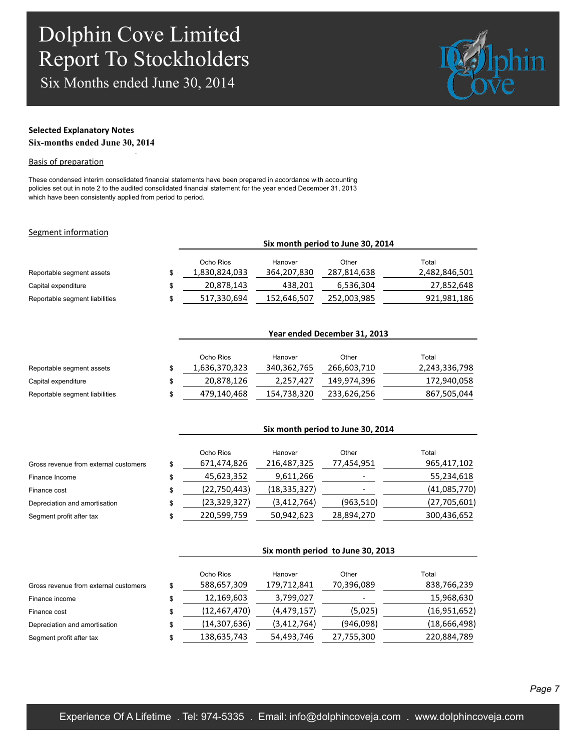## Selected Explanatory Notes

**Six-months ended June 30, 2014**

Basis of preparation

These condensed interim consolidated financial statements have been prepared in accordance with accounting policies set out in note 2 to the audited consolidated financial statement for the year ended December 31, 2013 which have been consistently applied from period to period.

Segment information

| | | Six month period to June 30, 2014 | | | |
|---|---|---|---|---|---|
| | | Ocho Rios | Hanover | Other | Total |
| Reportable segment assets | $ | 1,830,824,033 | 364,207,830 | 287,814,638 | 2,482,846,501 |
| Capital expenditure | $ | 20,878,143 | 438,201 | 6,536,304 | 27,852,648 |
| Reportable segment liabilities | $ | 517,330,694 | 152,646,507 | 252,003,985 | 921,981,186 |

| | | Year ended December 31, 2013 | | | |
|---|---|---|---|---|---|
| | | Ocho Rios | Hanover | Other | Total |
| Reportable segment assets | $ | 1,636,370,323 | 340,362,765 | 266,603,710 | 2,243,336,798 |
| Capital expenditure | $ | 20,878,126 | 2,257,427 | 149,974,396 | 172,940,058 |
| Reportable segment liabilities | $ | 479,140,468 | 154,738,320 | 233,626,256 | 867,505,044 |

| | | Six month period to June 30, 2014 | | | |
|---|---|---|---|---|---|
| | | Ocho Rios | Hanover | Other | Total |
| Gross revenue from external customers | $ | 671,474,826 | 216,487,325 | 77,454,951 | 965,417,102 |
| Finance Income | $ | 45,623,352 | 9,611,266 | - | 55,234,618 |
| Finance cost | $ | (22,750,443) | (18,335,327) | - | (41,085,770) |
| Depreciation and amortisation | $ | (23,329,327) | (3,412,764) | (963,510) | (27,705,601) |
| Segment profit after tax | $ | 220,599,759 | 50,942,623 | 28,894,270 | 300,436,652 |

| | | Six month period to June 30, 2013 | | | |
|---|---|---|---|---|---|
| | | Ocho Rios | Hanover | Other | Total |
| Gross revenue from external customers | $ | 588,657,309 | 179,712,841 | 70,396,089 | 838,766,239 |
| Finance income | $ | 12,169,603 | 3,799,027 | - | 15,968,630 |
| Finance cost | $ | (12,467,470) | (4,479,157) | (5,025) | (16,951,652) |
| Depreciation and amortisation | $ | (14,307,636) | (3,412,764) | (946,098) | (18,666,498) |
| Segment profit after tax | $ | 138,635,743 | 54,493,746 | 27,755,300 | 220,884,789 |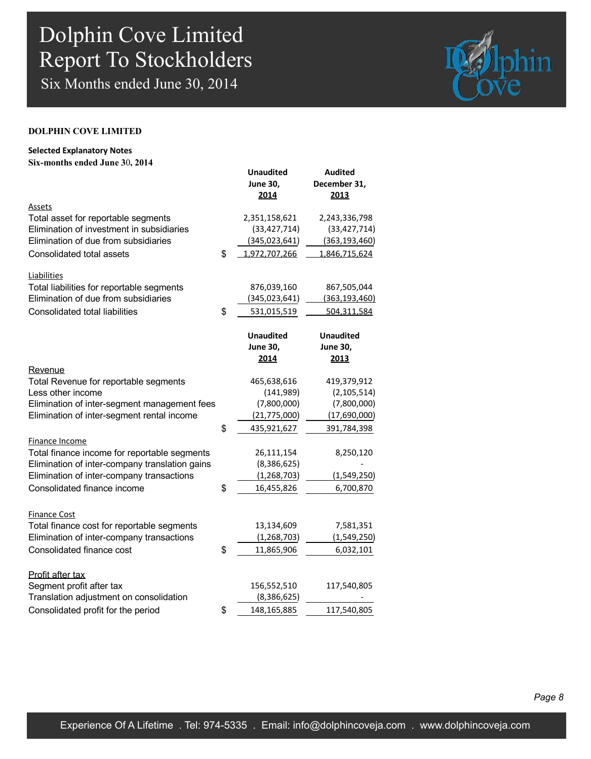# Dolphin Cove Limited
# Report To Stockholders
Six Months ended June 30, 2014

**DOLPHIN COVE LIMITED**

**Selected Explanatory Notes**
**Six-months ended June 30, 2014**

| | | Unaudited June 30, 2014 | Audited December 31, 2013 |
|---|---|---|---|
| Assets | | | |
| Total asset for reportable segments | | 2,351,158,621 | 2,243,336,798 |
| Elimination of investment in subsidiaries | | (33,427,714) | (33,427,714) |
| Elimination of due from subsidiaries | | (345,023,641) | (363,193,460) |
| Consolidated total assets | $ | 1,972,707,266 | 1,846,715,624 |
| Liabilities | | | |
| Total liabilities for reportable segments | | 876,039,160 | 867,505,044 |
| Elimination of due from subsidiaries | | (345,023,641) | (363,193,460) |
| Consolidated total liabilities | $ | 531,015,519 | 504,311,584 |

| | | Unaudited June 30, 2014 | Unaudited June 30, 2013 |
|---|---|---|---|
| Revenue | | | |
| Total Revenue for reportable segments | | 465,638,616 | 419,379,912 |
| Less other income | | (141,989) | (2,105,514) |
| Elimination of inter-segment management fees | | (7,800,000) | (7,800,000) |
| Elimination of inter-segment rental income | | (21,775,000) | (17,690,000) |
| | $ | 435,921,627 | 391,784,398 |
| Finance Income | | | |
| Total finance income for reportable segments | | 26,111,154 | 8,250,120 |
| Elimination of inter-company translation gains | | (8,386,625) | - |
| Elimination of inter-company transactions | | (1,268,703) | (1,549,250) |
| Consolidated finance income | $ | 16,455,826 | 6,700,870 |
| Finance Cost | | | |
| Total finance cost for reportable segments | | 13,134,609 | 7,581,351 |
| Elimination of inter-company transactions | | (1,268,703) | (1,549,250) |
| Consolidated finance cost | $ | 11,865,906 | 6,032,101 |
| Profit after tax | | | |
| Segment profit after tax | | 156,552,510 | 117,540,805 |
| Translation adjustment on consolidation | | (8,386,625) | - |
| Consolidated profit for the period | $ | 148,165,885 | 117,540,805 |

Experience Of A Lifetime . Tel: 974-5335 . Email: info@dolphincoveja.com . www.dolphincoveja.com